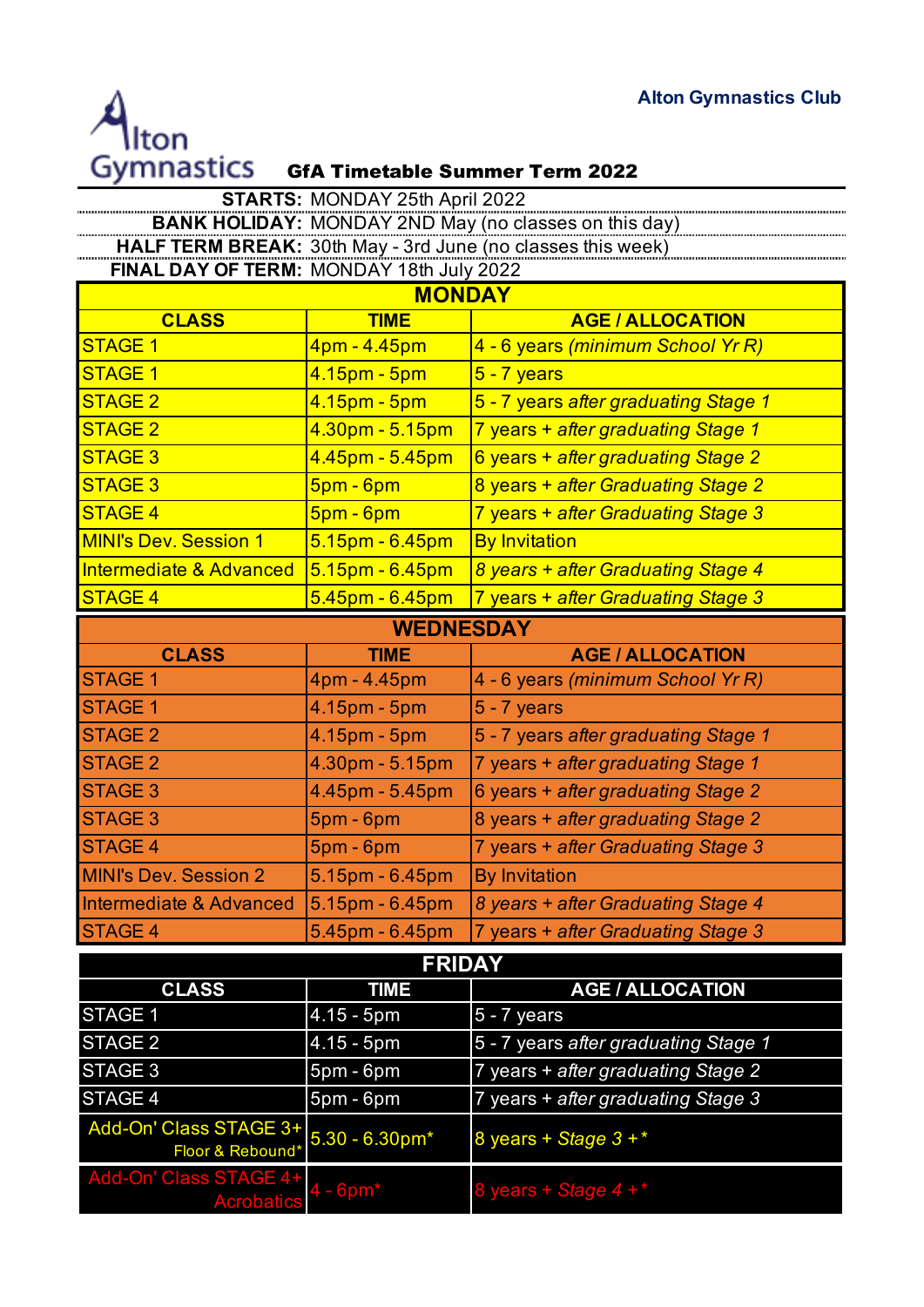Alton Gymnastics Club

Alton Gymnastics

# GfA Timetable Summer Term 2022

**STARTS:** MONDAY 25th April 2022

**BANK HOLIDAY:** MONDAY 2ND May (no classes on this day)

**HALF TERM BREAK:** 30th May - 3rd June (no classes this week)

**FINAL DAY OF TERM:** MONDAY 18th July 2022

## MONDAY

| CLASS | TIME | AGE / ALLOCATION |
|---|---|---|
| STAGE 1 | 4pm - 4.45pm | 4 - 6 years *(minimum School Yr R)* |
| STAGE 1 | 4.15pm - 5pm | 5 - 7 years |
| STAGE 2 | 4.15pm - 5pm | 5 - 7 years *after graduating Stage 1* |
| STAGE 2 | 4.30pm - 5.15pm | 7 years + *after graduating Stage 1* |
| STAGE 3 | 4.45pm - 5.45pm | 6 years + *after graduating Stage 2* |
| STAGE 3 | 5pm - 6pm | 8 years + *after Graduating Stage 2* |
| STAGE 4 | 5pm - 6pm | 7 years + *after Graduating Stage 3* |
| MINI's Dev. Session 1 | 5.15pm - 6.45pm | By Invitation |
| Intermediate & Advanced | 5.15pm - 6.45pm | *8 years + after Graduating Stage 4* |
| STAGE 4 | 5.45pm - 6.45pm | 7 years + *after Graduating Stage 3* |

## WEDNESDAY

| CLASS | TIME | AGE / ALLOCATION |
|---|---|---|
| STAGE 1 | 4pm - 4.45pm | 4 - 6 years *(minimum School Yr R)* |
| STAGE 1 | 4.15pm - 5pm | 5 - 7 years |
| STAGE 2 | 4.15pm - 5pm | 5 - 7 years *after graduating Stage 1* |
| STAGE 2 | 4.30pm - 5.15pm | 7 years + *after graduating Stage 1* |
| STAGE 3 | 4.45pm - 5.45pm | 6 years + *after graduating Stage 2* |
| STAGE 3 | 5pm - 6pm | 8 years + *after graduating Stage 2* |
| STAGE 4 | 5pm - 6pm | 7 years + *after Graduating Stage 3* |
| MINI's Dev. Session 2 | 5.15pm - 6.45pm | By Invitation |
| Intermediate & Advanced | 5.15pm - 6.45pm | *8 years + after Graduating Stage 4* |
| STAGE 4 | 5.45pm - 6.45pm | 7 years + *after Graduating Stage 3* |

## FRIDAY

| CLASS | TIME | AGE / ALLOCATION |
|---|---|---|
| STAGE 1 | 4.15 - 5pm | 5 - 7 years |
| STAGE 2 | 4.15 - 5pm | 5 - 7 years *after graduating Stage 1* |
| STAGE 3 | 5pm - 6pm | 7 years + *after graduating Stage 2* |
| STAGE 4 | 5pm - 6pm | 7 years + *after graduating Stage 3* |
| Add-On' Class STAGE 3+ Floor & Rebound* | 5.30 - 6.30pm* | 8 years + *Stage 3 +** |
| Add-On' Class STAGE 4+ Acrobatics | 4 - 6pm* | 8 years + *Stage 4 +** |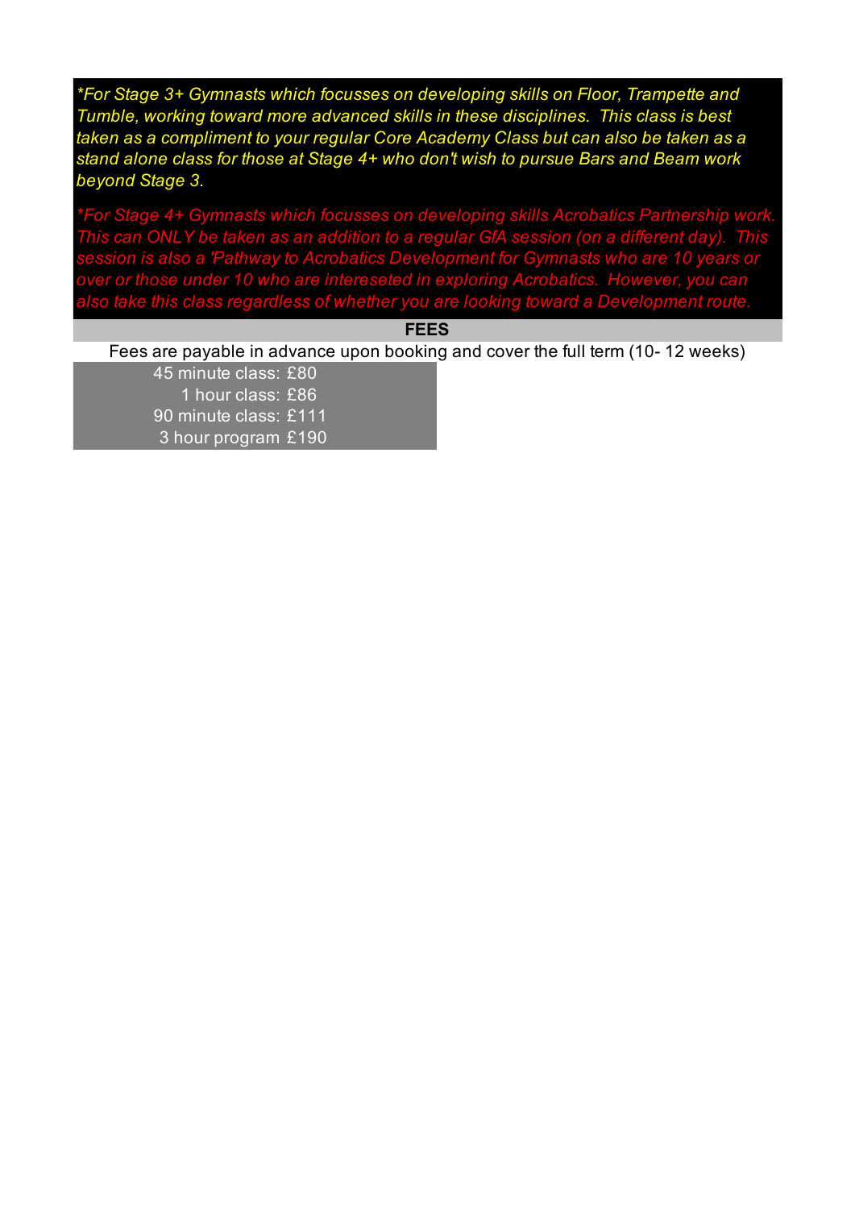*\*For Stage 3+ Gymnasts which focusses on developing skills on Floor, Trampette and Tumble, working toward more advanced skills in these disciplines. This class is best taken as a compliment to your regular Core Academy Class but can also be taken as a stand alone class for those at Stage 4+ who don't wish to pursue Bars and Beam work beyond Stage 3.*

*\*For Stage 4+ Gymnasts which focusses on developing skills Acrobatics Partnership work. This can ONLY be taken as an addition to a regular GfA session (on a different day). This session is also a 'Pathway to Acrobatics Development for Gymnasts who are 10 years or over or those under 10 who are intereseted in exploring Acrobatics. However, you can also take this class regardless of whether you are looking toward a Development route.*

## FEES

Fees are payable in advance upon booking and cover the full term (10- 12 weeks)

| Class | Fee |
|---|---|
| 45 minute class: | £80 |
| 1 hour class: | £86 |
| 90 minute class: | £111 |
| 3 hour program | £190 |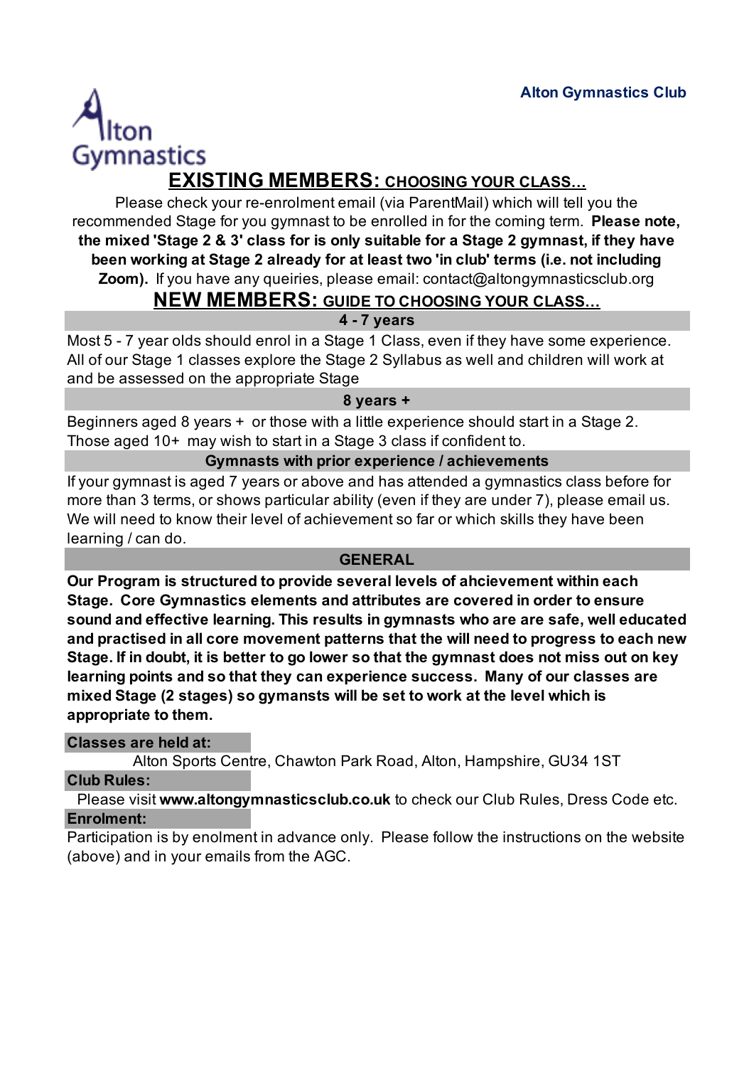Alton Gymnastics Club

Alton Gymnastics

# EXISTING MEMBERS: CHOOSING YOUR CLASS...

Please check your re-enrolment email (via ParentMail) which will tell you the recommended Stage for you gymnast to be enrolled in for the coming term. **Please note, the mixed 'Stage 2 & 3' class for is only suitable for a Stage 2 gymnast, if they have been working at Stage 2 already for at least two 'in club' terms (i.e. not including Zoom).** If you have any queiries, please email: contact@altongymnasticsclub.org

# NEW MEMBERS: GUIDE TO CHOOSING YOUR CLASS...

### 4 - 7 years

Most 5 - 7 year olds should enrol in a Stage 1 Class, even if they have some experience. All of our Stage 1 classes explore the Stage 2 Syllabus as well and children will work at and be assessed on the appropriate Stage

### 8 years +

Beginners aged 8 years + or those with a little experience should start in a Stage 2. Those aged 10+ may wish to start in a Stage 3 class if confident to.

### Gymnasts with prior experience / achievements

If your gymnast is aged 7 years or above and has attended a gymnastics class before for more than 3 terms, or shows particular ability (even if they are under 7), please email us. We will need to know their level of achievement so far or which skills they have been learning / can do.

### GENERAL

**Our Program is structured to provide several levels of ahcievement within each Stage. Core Gymnastics elements and attributes are covered in order to ensure sound and effective learning. This results in gymnasts who are are safe, well educated and practised in all core movement patterns that the will need to progress to each new Stage. If in doubt, it is better to go lower so that the gymnast does not miss out on key learning points and so that they can experience success. Many of our classes are mixed Stage (2 stages) so gymansts will be set to work at the level which is appropriate to them.**

**Classes are held at:**

Alton Sports Centre, Chawton Park Road, Alton, Hampshire, GU34 1ST

**Club Rules:**

Please visit **www.altongymnasticsclub.co.uk** to check our Club Rules, Dress Code etc.

**Enrolment:**

Participation is by enolment in advance only. Please follow the instructions on the website (above) and in your emails from the AGC.